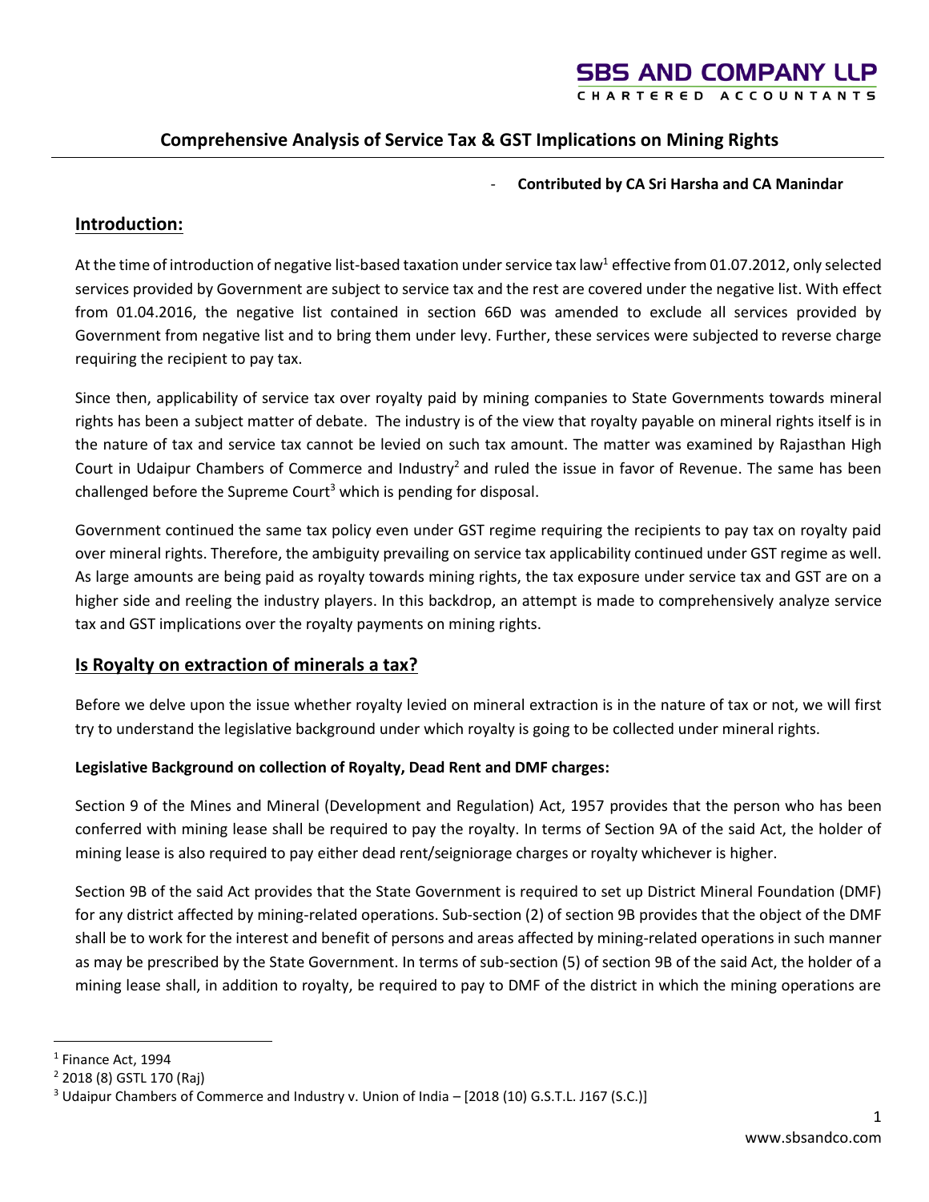# Comprehensive Analysis of Service Tax & GST Implications on Mining Rights

- **Contributed by CA Sri Harsha and CA Manindar**

## Introduction:

At the time of introduction of negative list-based taxation under service tax law[1] effective from 01.07.2012, only selected services provided by Government are subject to service tax and the rest are covered under the negative list. With effect from 01.04.2016, the negative list contained in section 66D was amended to exclude all services provided by Government from negative list and to bring them under levy. Further, these services were subjected to reverse charge requiring the recipient to pay tax.

Since then, applicability of service tax over royalty paid by mining companies to State Governments towards mineral rights has been a subject matter of debate. The industry is of the view that royalty payable on mineral rights itself is in the nature of tax and service tax cannot be levied on such tax amount. The matter was examined by Rajasthan High Court in Udaipur Chambers of Commerce and Industry[2] and ruled the issue in favor of Revenue. The same has been challenged before the Supreme Court[3] which is pending for disposal.

Government continued the same tax policy even under GST regime requiring the recipients to pay tax on royalty paid over mineral rights. Therefore, the ambiguity prevailing on service tax applicability continued under GST regime as well. As large amounts are being paid as royalty towards mining rights, the tax exposure under service tax and GST are on a higher side and reeling the industry players. In this backdrop, an attempt is made to comprehensively analyze service tax and GST implications over the royalty payments on mining rights.

## Is Royalty on extraction of minerals a tax?

Before we delve upon the issue whether royalty levied on mineral extraction is in the nature of tax or not, we will first try to understand the legislative background under which royalty is going to be collected under mineral rights.

**Legislative Background on collection of Royalty, Dead Rent and DMF charges:**

Section 9 of the Mines and Mineral (Development and Regulation) Act, 1957 provides that the person who has been conferred with mining lease shall be required to pay the royalty. In terms of Section 9A of the said Act, the holder of mining lease is also required to pay either dead rent/seigniorage charges or royalty whichever is higher.

Section 9B of the said Act provides that the State Government is required to set up District Mineral Foundation (DMF) for any district affected by mining-related operations. Sub-section (2) of section 9B provides that the object of the DMF shall be to work for the interest and benefit of persons and areas affected by mining-related operations in such manner as may be prescribed by the State Government. In terms of sub-section (5) of section 9B of the said Act, the holder of a mining lease shall, in addition to royalty, be required to pay to DMF of the district in which the mining operations are

---

[1] Finance Act, 1994

[2] 2018 (8) GSTL 170 (Raj)

[3] Udaipur Chambers of Commerce and Industry v. Union of India – [2018 (10) G.S.T.L. J167 (S.C.)]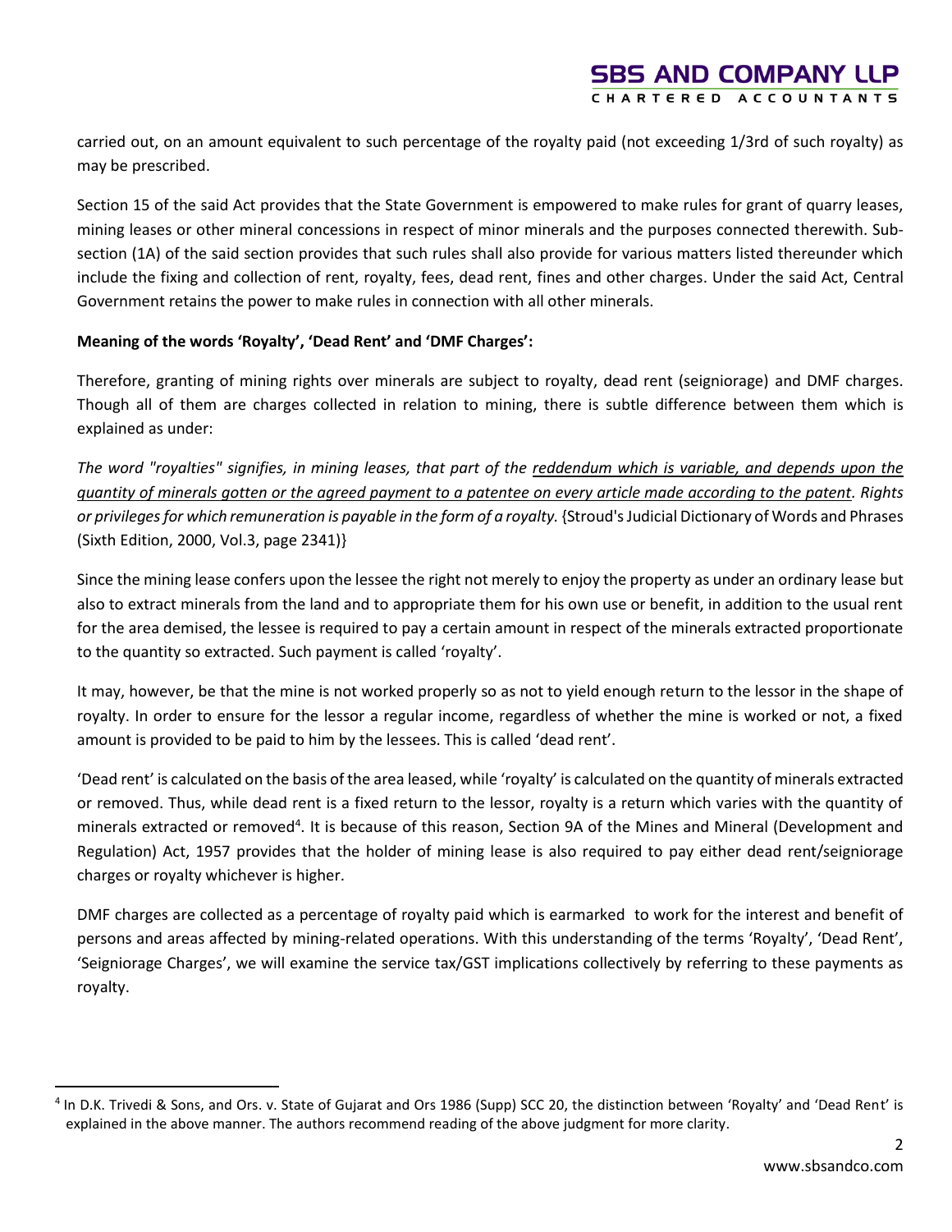carried out, on an amount equivalent to such percentage of the royalty paid (not exceeding 1/3rd of such royalty) as may be prescribed.

Section 15 of the said Act provides that the State Government is empowered to make rules for grant of quarry leases, mining leases or other mineral concessions in respect of minor minerals and the purposes connected therewith. Sub-section (1A) of the said section provides that such rules shall also provide for various matters listed thereunder which include the fixing and collection of rent, royalty, fees, dead rent, fines and other charges. Under the said Act, Central Government retains the power to make rules in connection with all other minerals.

**Meaning of the words 'Royalty', 'Dead Rent' and 'DMF Charges':**

Therefore, granting of mining rights over minerals are subject to royalty, dead rent (seigniorage) and DMF charges. Though all of them are charges collected in relation to mining, there is subtle difference between them which is explained as under:

*The word "royalties" signifies, in mining leases, that part of the reddendum which is variable, and depends upon the quantity of minerals gotten or the agreed payment to a patentee on every article made according to the patent. Rights or privileges for which remuneration is payable in the form of a royalty.* {Stroud's Judicial Dictionary of Words and Phrases (Sixth Edition, 2000, Vol.3, page 2341)}

Since the mining lease confers upon the lessee the right not merely to enjoy the property as under an ordinary lease but also to extract minerals from the land and to appropriate them for his own use or benefit, in addition to the usual rent for the area demised, the lessee is required to pay a certain amount in respect of the minerals extracted proportionate to the quantity so extracted. Such payment is called 'royalty'.

It may, however, be that the mine is not worked properly so as not to yield enough return to the lessor in the shape of royalty. In order to ensure for the lessor a regular income, regardless of whether the mine is worked or not, a fixed amount is provided to be paid to him by the lessees. This is called 'dead rent'.

'Dead rent' is calculated on the basis of the area leased, while 'royalty' is calculated on the quantity of minerals extracted or removed. Thus, while dead rent is a fixed return to the lessor, royalty is a return which varies with the quantity of minerals extracted or removed[4]. It is because of this reason, Section 9A of the Mines and Mineral (Development and Regulation) Act, 1957 provides that the holder of mining lease is also required to pay either dead rent/seigniorage charges or royalty whichever is higher.

DMF charges are collected as a percentage of royalty paid which is earmarked to work for the interest and benefit of persons and areas affected by mining-related operations. With this understanding of the terms 'Royalty', 'Dead Rent', 'Seigniorage Charges', we will examine the service tax/GST implications collectively by referring to these payments as royalty.

---

[4] In D.K. Trivedi & Sons, and Ors. v. State of Gujarat and Ors 1986 (Supp) SCC 20, the distinction between 'Royalty' and 'Dead Rent' is explained in the above manner. The authors recommend reading of the above judgment for more clarity.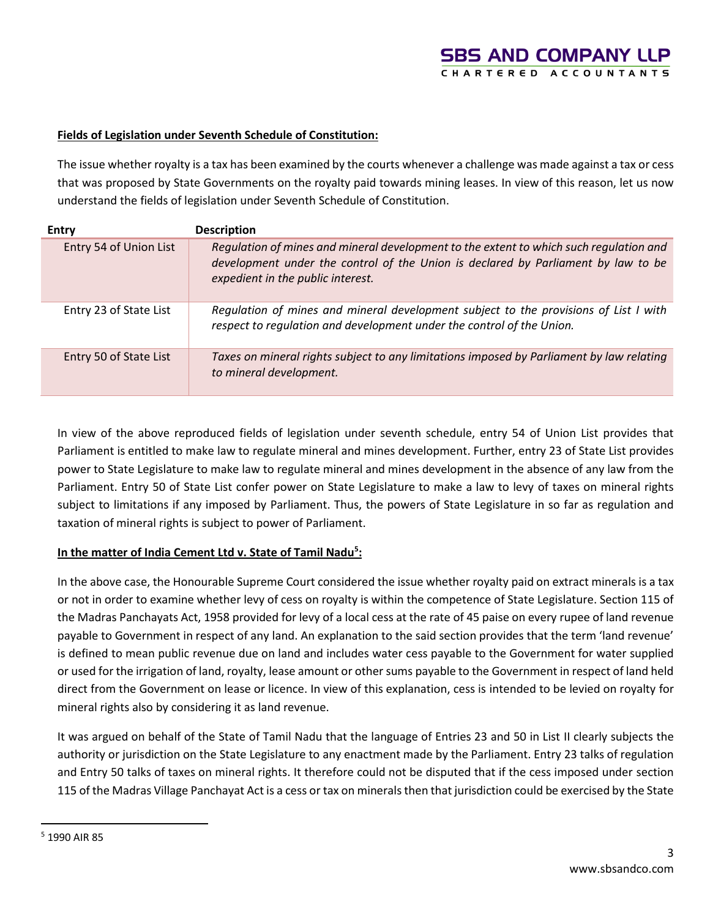**Fields of Legislation under Seventh Schedule of Constitution:**

The issue whether royalty is a tax has been examined by the courts whenever a challenge was made against a tax or cess that was proposed by State Governments on the royalty paid towards mining leases. In view of this reason, let us now understand the fields of legislation under Seventh Schedule of Constitution.

| Entry | Description |
|---|---|
| Entry 54 of Union List | *Regulation of mines and mineral development to the extent to which such regulation and development under the control of the Union is declared by Parliament by law to be expedient in the public interest.* |
| Entry 23 of State List | *Regulation of mines and mineral development subject to the provisions of List I with respect to regulation and development under the control of the Union.* |
| Entry 50 of State List | *Taxes on mineral rights subject to any limitations imposed by Parliament by law relating to mineral development.* |

In view of the above reproduced fields of legislation under seventh schedule, entry 54 of Union List provides that Parliament is entitled to make law to regulate mineral and mines development. Further, entry 23 of State List provides power to State Legislature to make law to regulate mineral and mines development in the absence of any law from the Parliament. Entry 50 of State List confer power on State Legislature to make a law to levy of taxes on mineral rights subject to limitations if any imposed by Parliament. Thus, the powers of State Legislature in so far as regulation and taxation of mineral rights is subject to power of Parliament.

**In the matter of India Cement Ltd v. State of Tamil Nadu[5]:**

In the above case, the Honourable Supreme Court considered the issue whether royalty paid on extract minerals is a tax or not in order to examine whether levy of cess on royalty is within the competence of State Legislature. Section 115 of the Madras Panchayats Act, 1958 provided for levy of a local cess at the rate of 45 paise on every rupee of land revenue payable to Government in respect of any land. An explanation to the said section provides that the term 'land revenue' is defined to mean public revenue due on land and includes water cess payable to the Government for water supplied or used for the irrigation of land, royalty, lease amount or other sums payable to the Government in respect of land held direct from the Government on lease or licence. In view of this explanation, cess is intended to be levied on royalty for mineral rights also by considering it as land revenue.

It was argued on behalf of the State of Tamil Nadu that the language of Entries 23 and 50 in List II clearly subjects the authority or jurisdiction on the State Legislature to any enactment made by the Parliament. Entry 23 talks of regulation and Entry 50 talks of taxes on mineral rights. It therefore could not be disputed that if the cess imposed under section 115 of the Madras Village Panchayat Act is a cess or tax on minerals then that jurisdiction could be exercised by the State

[5] 1990 AIR 85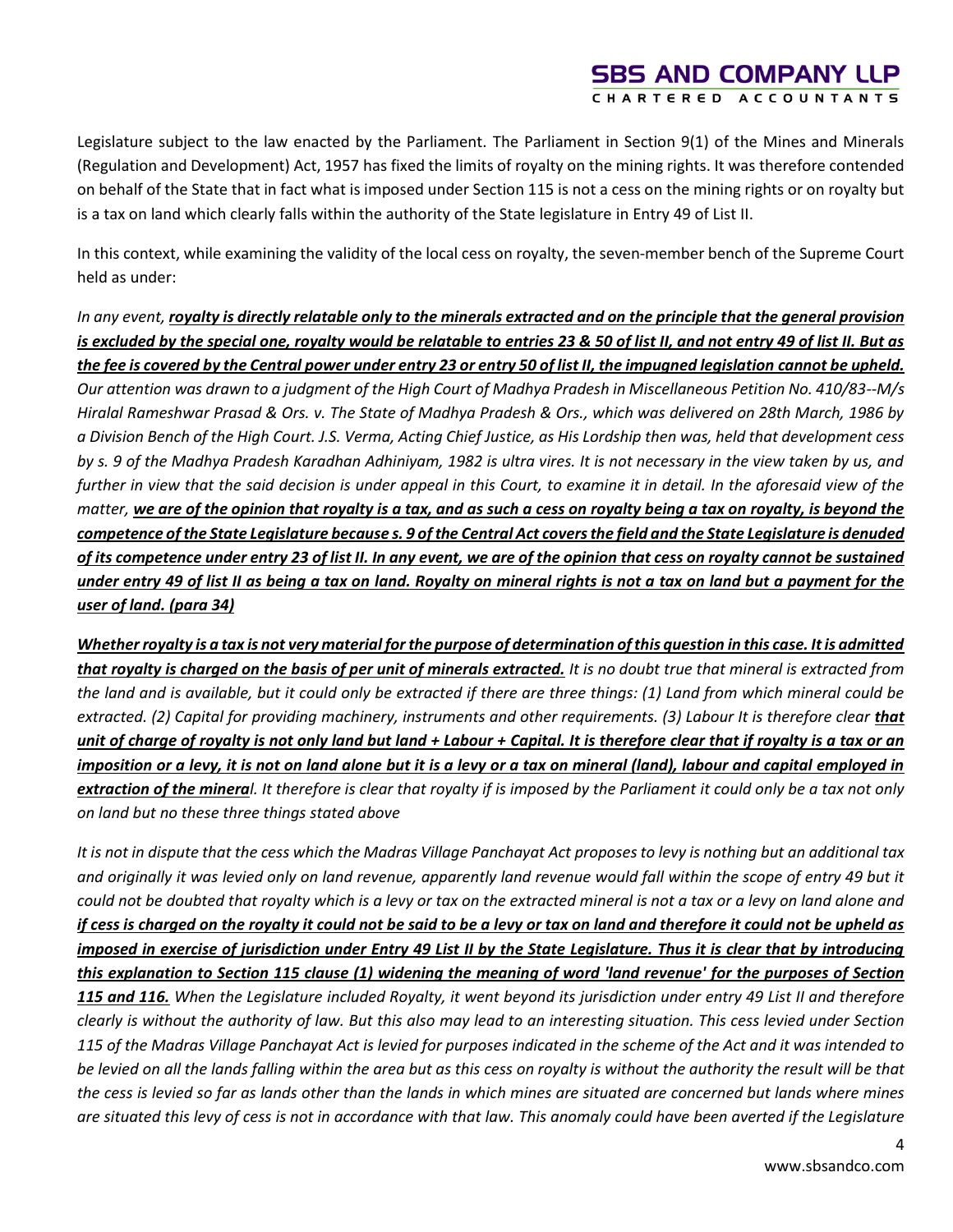Legislature subject to the law enacted by the Parliament. The Parliament in Section 9(1) of the Mines and Minerals (Regulation and Development) Act, 1957 has fixed the limits of royalty on the mining rights. It was therefore contended on behalf of the State that in fact what is imposed under Section 115 is not a cess on the mining rights or on royalty but is a tax on land which clearly falls within the authority of the State legislature in Entry 49 of List II.

In this context, while examining the validity of the local cess on royalty, the seven-member bench of the Supreme Court held as under:

*In any event, **royalty is directly relatable only to the minerals extracted and on the principle that the general provision is excluded by the special one, royalty would be relatable to entries 23 & 50 of list II, and not entry 49 of list II. But as the fee is covered by the Central power under entry 23 or entry 50 of list II, the impugned legislation cannot be upheld.** Our attention was drawn to a judgment of the High Court of Madhya Pradesh in Miscellaneous Petition No. 410/83--M/s Hiralal Rameshwar Prasad & Ors. v. The State of Madhya Pradesh & Ors., which was delivered on 28th March, 1986 by a Division Bench of the High Court. J.S. Verma, Acting Chief Justice, as His Lordship then was, held that development cess by s. 9 of the Madhya Pradesh Karadhan Adhiniyam, 1982 is ultra vires. It is not necessary in the view taken by us, and further in view that the said decision is under appeal in this Court, to examine it in detail. In the aforesaid view of the matter, **we are of the opinion that royalty is a tax, and as such a cess on royalty being a tax on royalty, is beyond the competence of the State Legislature because s. 9 of the Central Act covers the field and the State Legislature is denuded of its competence under entry 23 of list II. In any event, we are of the opinion that cess on royalty cannot be sustained under entry 49 of list II as being a tax on land. Royalty on mineral rights is not a tax on land but a payment for the user of land. (para 34)***

***Whether royalty is a tax is not very material for the purpose of determination of this question in this case. It is admitted that royalty is charged on the basis of per unit of minerals extracted.** It is no doubt true that mineral is extracted from the land and is available, but it could only be extracted if there are three things: (1) Land from which mineral could be extracted. (2) Capital for providing machinery, instruments and other requirements. (3) Labour It is therefore clear **that unit of charge of royalty is not only land but land + Labour + Capital. It is therefore clear that if royalty is a tax or an imposition or a levy, it is not on land alone but it is a levy or a tax on mineral (land), labour and capital employed in extraction of the minera**l. It therefore is clear that royalty if is imposed by the Parliament it could only be a tax not only on land but no these three things stated above*

*It is not in dispute that the cess which the Madras Village Panchayat Act proposes to levy is nothing but an additional tax and originally it was levied only on land revenue, apparently land revenue would fall within the scope of entry 49 but it could not be doubted that royalty which is a levy or tax on the extracted mineral is not a tax or a levy on land alone and **if cess is charged on the royalty it could not be said to be a levy or tax on land and therefore it could not be upheld as imposed in exercise of jurisdiction under Entry 49 List II by the State Legislature. Thus it is clear that by introducing this explanation to Section 115 clause (1) widening the meaning of word 'land revenue' for the purposes of Section 115 and 116.** When the Legislature included Royalty, it went beyond its jurisdiction under entry 49 List II and therefore clearly is without the authority of law. But this also may lead to an interesting situation. This cess levied under Section 115 of the Madras Village Panchayat Act is levied for purposes indicated in the scheme of the Act and it was intended to be levied on all the lands falling within the area but as this cess on royalty is without the authority the result will be that the cess is levied so far as lands other than the lands in which mines are situated are concerned but lands where mines are situated this levy of cess is not in accordance with that law. This anomaly could have been averted if the Legislature*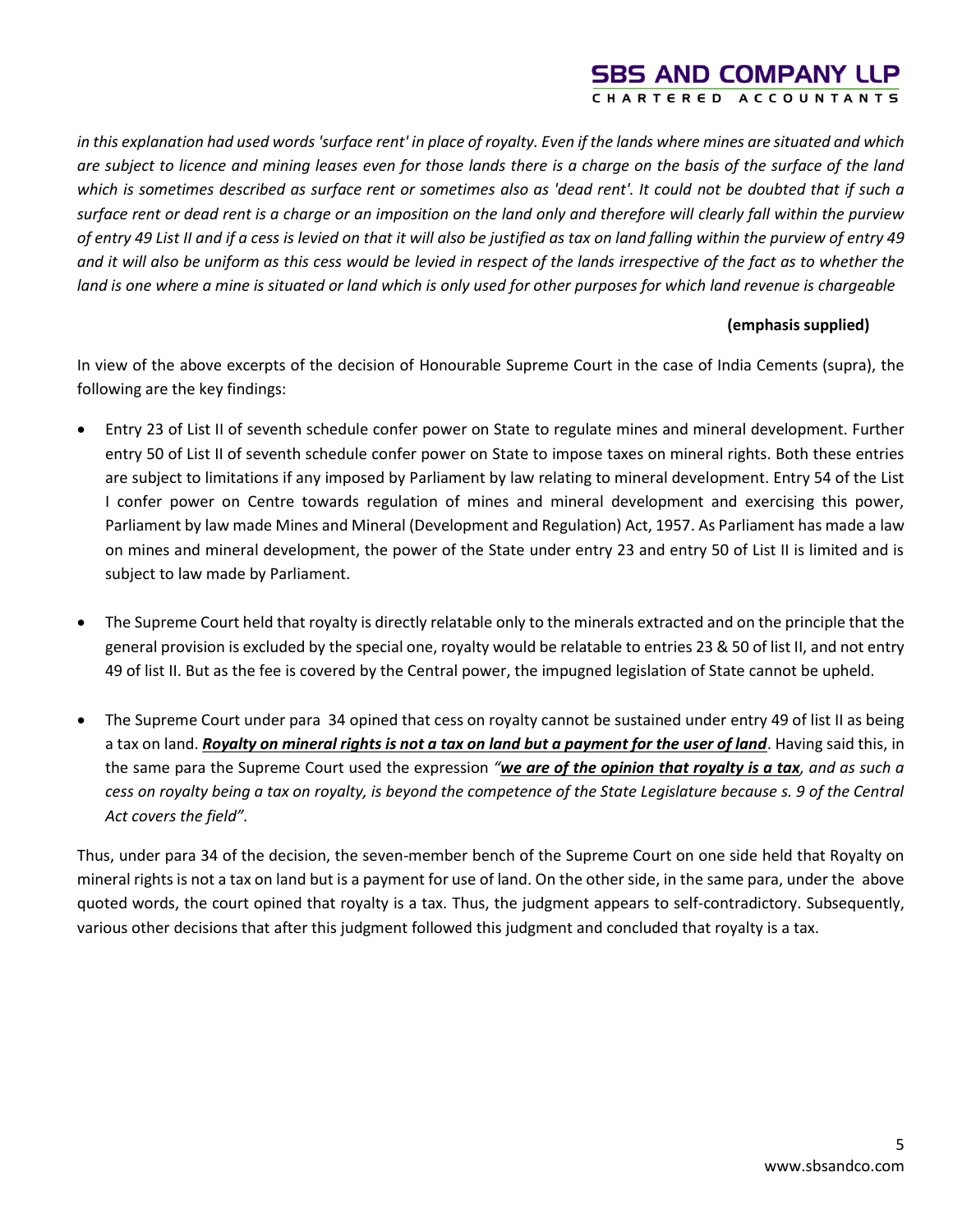*in this explanation had used words 'surface rent' in place of royalty. Even if the lands where mines are situated and which are subject to licence and mining leases even for those lands there is a charge on the basis of the surface of the land which is sometimes described as surface rent or sometimes also as 'dead rent'. It could not be doubted that if such a surface rent or dead rent is a charge or an imposition on the land only and therefore will clearly fall within the purview of entry 49 List II and if a cess is levied on that it will also be justified as tax on land falling within the purview of entry 49 and it will also be uniform as this cess would be levied in respect of the lands irrespective of the fact as to whether the land is one where a mine is situated or land which is only used for other purposes for which land revenue is chargeable*

**(emphasis supplied)**

In view of the above excerpts of the decision of Honourable Supreme Court in the case of India Cements (supra), the following are the key findings:

- Entry 23 of List II of seventh schedule confer power on State to regulate mines and mineral development. Further entry 50 of List II of seventh schedule confer power on State to impose taxes on mineral rights. Both these entries are subject to limitations if any imposed by Parliament by law relating to mineral development. Entry 54 of the List I confer power on Centre towards regulation of mines and mineral development and exercising this power, Parliament by law made Mines and Mineral (Development and Regulation) Act, 1957. As Parliament has made a law on mines and mineral development, the power of the State under entry 23 and entry 50 of List II is limited and is subject to law made by Parliament.

- The Supreme Court held that royalty is directly relatable only to the minerals extracted and on the principle that the general provision is excluded by the special one, royalty would be relatable to entries 23 & 50 of list II, and not entry 49 of list II. But as the fee is covered by the Central power, the impugned legislation of State cannot be upheld.

- The Supreme Court under para 34 opined that cess on royalty cannot be sustained under entry 49 of list II as being a tax on land. ***Royalty on mineral rights is not a tax on land but a payment for the user of land***. Having said this, in the same para the Supreme Court used the expression *"**we are of the opinion that royalty is a tax**, and as such a cess on royalty being a tax on royalty, is beyond the competence of the State Legislature because s. 9 of the Central Act covers the field".*

Thus, under para 34 of the decision, the seven-member bench of the Supreme Court on one side held that Royalty on mineral rights is not a tax on land but is a payment for use of land. On the other side, in the same para, under the above quoted words, the court opined that royalty is a tax. Thus, the judgment appears to self-contradictory. Subsequently, various other decisions that after this judgment followed this judgment and concluded that royalty is a tax.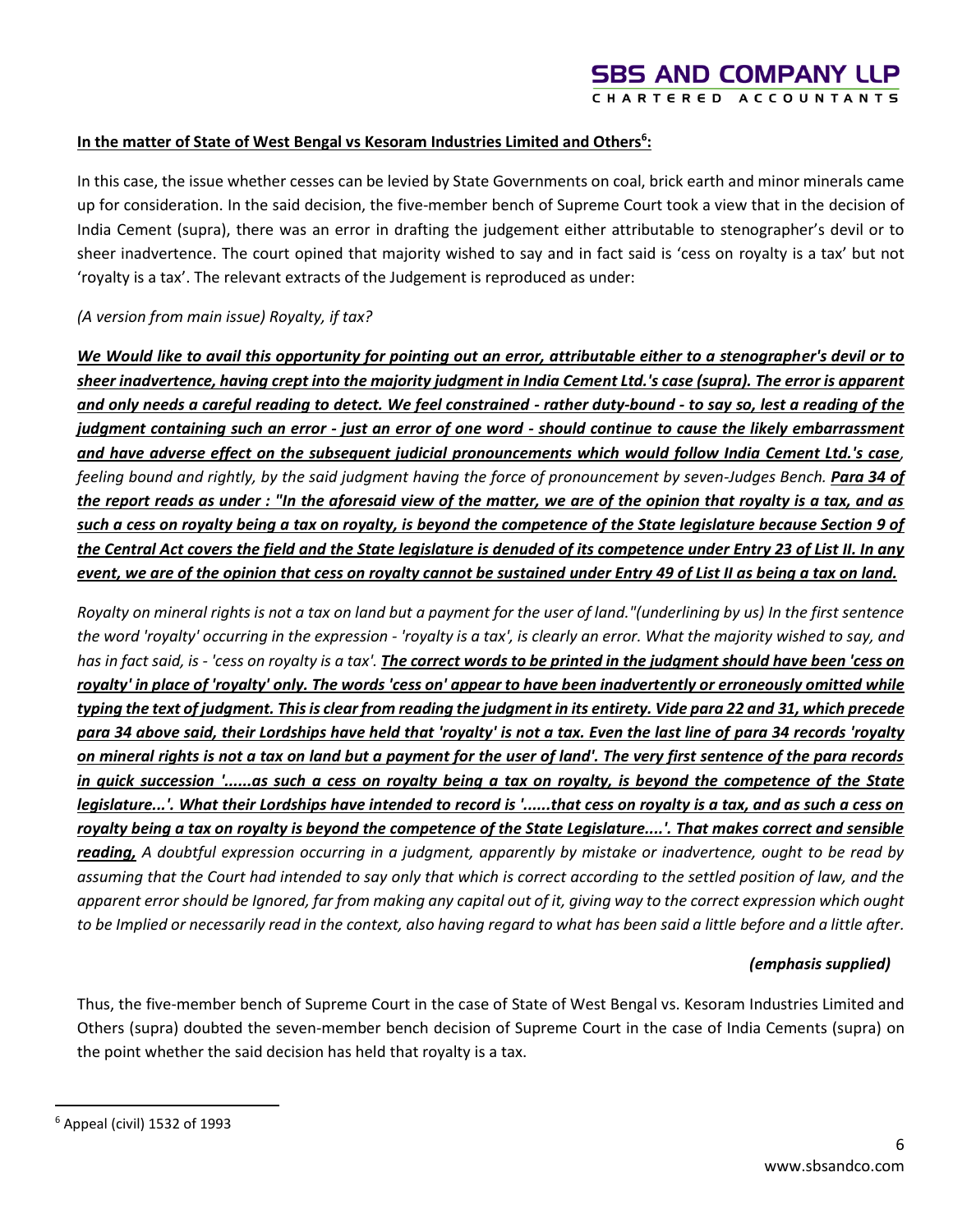**In the matter of State of West Bengal vs Kesoram Industries Limited and Others[6]:**

In this case, the issue whether cesses can be levied by State Governments on coal, brick earth and minor minerals came up for consideration. In the said decision, the five-member bench of Supreme Court took a view that in the decision of India Cement (supra), there was an error in drafting the judgement either attributable to stenographer's devil or to sheer inadvertence. The court opined that majority wished to say and in fact said is 'cess on royalty is a tax' but not 'royalty is a tax'. The relevant extracts of the Judgement is reproduced as under:

*(A version from main issue) Royalty, if tax?*

***We Would like to avail this opportunity for pointing out an error, attributable either to a stenographer's devil or to sheer inadvertence, having crept into the majority judgment in India Cement Ltd.'s case (supra). The error is apparent and only needs a careful reading to detect. We feel constrained - rather duty-bound - to say so, lest a reading of the judgment containing such an error - just an error of one word - should continue to cause the likely embarrassment and have adverse effect on the subsequent judicial pronouncements which would follow India Cement Ltd.'s case****, feeling bound and rightly, by the said judgment having the force of pronouncement by seven-Judges Bench.* ***Para 34 of the report reads as under : "In the aforesaid view of the matter, we are of the opinion that royalty is a tax, and as such a cess on royalty being a tax on royalty, is beyond the competence of the State legislature because Section 9 of the Central Act covers the field and the State legislature is denuded of its competence under Entry 23 of List II. In any event, we are of the opinion that cess on royalty cannot be sustained under Entry 49 of List II as being a tax on land.***

*Royalty on mineral rights is not a tax on land but a payment for the user of land."(underlining by us) In the first sentence the word 'royalty' occurring in the expression - 'royalty is a tax', is clearly an error. What the majority wished to say, and has in fact said, is - 'cess on royalty is a tax'.* ***The correct words to be printed in the judgment should have been 'cess on royalty' in place of 'royalty' only. The words 'cess on' appear to have been inadvertently or erroneously omitted while typing the text of judgment. This is clear from reading the judgment in its entirety. Vide para 22 and 31, which precede para 34 above said, their Lordships have held that 'royalty' is not a tax. Even the last line of para 34 records 'royalty on mineral rights is not a tax on land but a payment for the user of land'. The very first sentence of the para records in quick succession '......as such a cess on royalty being a tax on royalty, is beyond the competence of the State legislature...'. What their Lordships have intended to record is '......that cess on royalty is a tax, and as such a cess on royalty being a tax on royalty is beyond the competence of the State Legislature....'. That makes correct and sensible reading,*** *A doubtful expression occurring in a judgment, apparently by mistake or inadvertence, ought to be read by assuming that the Court had intended to say only that which is correct according to the settled position of law, and the apparent error should be Ignored, far from making any capital out of it, giving way to the correct expression which ought to be Implied or necessarily read in the context, also having regard to what has been said a little before and a little after.*

***(emphasis supplied)***

Thus, the five-member bench of Supreme Court in the case of State of West Bengal vs. Kesoram Industries Limited and Others (supra) doubted the seven-member bench decision of Supreme Court in the case of India Cements (supra) on the point whether the said decision has held that royalty is a tax.

[6] Appeal (civil) 1532 of 1993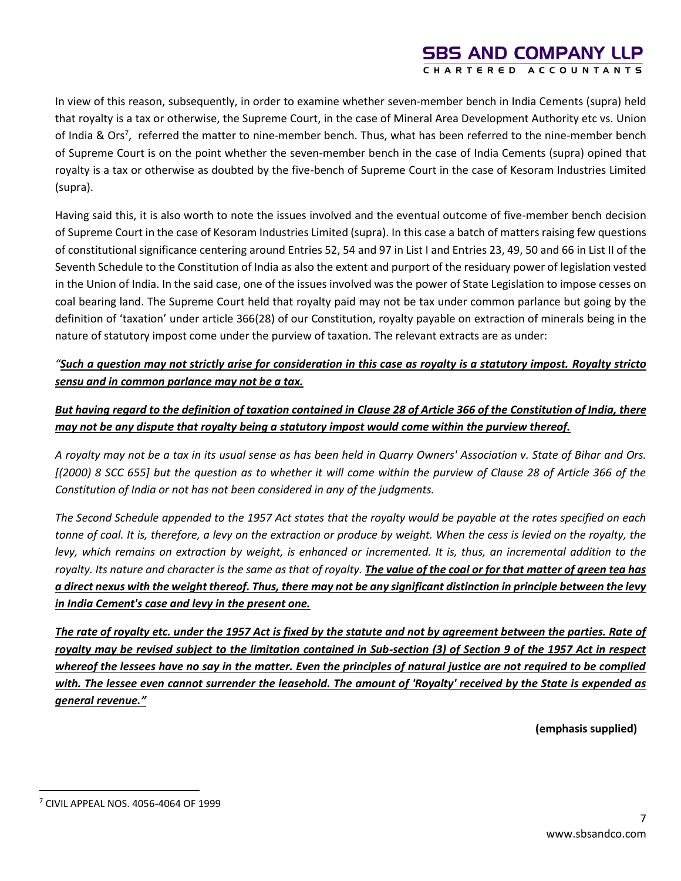In view of this reason, subsequently, in order to examine whether seven-member bench in India Cements (supra) held that royalty is a tax or otherwise, the Supreme Court, in the case of Mineral Area Development Authority etc vs. Union of India & Ors[7], referred the matter to nine-member bench. Thus, what has been referred to the nine-member bench of Supreme Court is on the point whether the seven-member bench in the case of India Cements (supra) opined that royalty is a tax or otherwise as doubted by the five-bench of Supreme Court in the case of Kesoram Industries Limited (supra).

Having said this, it is also worth to note the issues involved and the eventual outcome of five-member bench decision of Supreme Court in the case of Kesoram Industries Limited (supra). In this case a batch of matters raising few questions of constitutional significance centering around Entries 52, 54 and 97 in List I and Entries 23, 49, 50 and 66 in List II of the Seventh Schedule to the Constitution of India as also the extent and purport of the residuary power of legislation vested in the Union of India. In the said case, one of the issues involved was the power of State Legislation to impose cesses on coal bearing land. The Supreme Court held that royalty paid may not be tax under common parlance but going by the definition of 'taxation' under article 366(28) of our Constitution, royalty payable on extraction of minerals being in the nature of statutory impost come under the purview of taxation. The relevant extracts are as under:

*"__Such a question may not strictly arise for consideration in this case as royalty is a statutory impost. Royalty stricto sensu and in common parlance may not be a tax.__*

***__But having regard to the definition of taxation contained in Clause 28 of Article 366 of the Constitution of India, there may not be any dispute that royalty being a statutory impost would come within the purview thereof.__***

*A royalty may not be a tax in its usual sense as has been held in Quarry Owners' Association v. State of Bihar and Ors. [(2000) 8 SCC 655] but the question as to whether it will come within the purview of Clause 28 of Article 366 of the Constitution of India or not has not been considered in any of the judgments.*

*The Second Schedule appended to the 1957 Act states that the royalty would be payable at the rates specified on each tonne of coal. It is, therefore, a levy on the extraction or produce by weight. When the cess is levied on the royalty, the levy, which remains on extraction by weight, is enhanced or incremented. It is, thus, an incremental addition to the royalty. Its nature and character is the same as that of royalty.* ***__The value of the coal or for that matter of green tea has a direct nexus with the weight thereof. Thus, there may not be any significant distinction in principle between the levy in India Cement's case and levy in the present one.__***

***__The rate of royalty etc. under the 1957 Act is fixed by the statute and not by agreement between the parties. Rate of royalty may be revised subject to the limitation contained in Sub-section (3) of Section 9 of the 1957 Act in respect whereof the lessees have no say in the matter. Even the principles of natural justice are not required to be complied with. The lessee even cannot surrender the leasehold. The amount of 'Royalty' received by the State is expended as general revenue."__***

**(emphasis supplied)**

---

[7] CIVIL APPEAL NOS. 4056-4064 OF 1999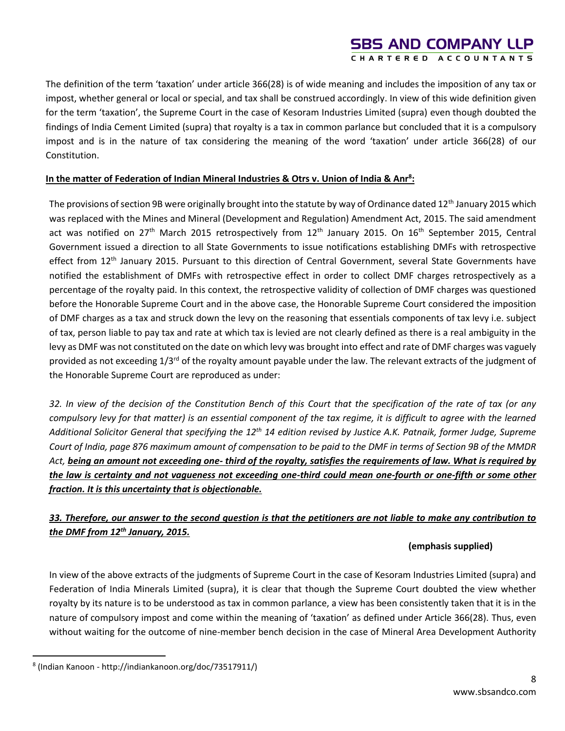The definition of the term 'taxation' under article 366(28) is of wide meaning and includes the imposition of any tax or impost, whether general or local or special, and tax shall be construed accordingly. In view of this wide definition given for the term 'taxation', the Supreme Court in the case of Kesoram Industries Limited (supra) even though doubted the findings of India Cement Limited (supra) that royalty is a tax in common parlance but concluded that it is a compulsory impost and is in the nature of tax considering the meaning of the word 'taxation' under article 366(28) of our Constitution.

**<u>In the matter of Federation of Indian Mineral Industries & Otrs v. Union of India & Anr[8]:</u>**

The provisions of section 9B were originally brought into the statute by way of Ordinance dated 12th January 2015 which was replaced with the Mines and Mineral (Development and Regulation) Amendment Act, 2015. The said amendment act was notified on 27th March 2015 retrospectively from 12th January 2015. On 16th September 2015, Central Government issued a direction to all State Governments to issue notifications establishing DMFs with retrospective effect from 12th January 2015. Pursuant to this direction of Central Government, several State Governments have notified the establishment of DMFs with retrospective effect in order to collect DMF charges retrospectively as a percentage of the royalty paid. In this context, the retrospective validity of collection of DMF charges was questioned before the Honorable Supreme Court and in the above case, the Honorable Supreme Court considered the imposition of DMF charges as a tax and struck down the levy on the reasoning that essentials components of tax levy i.e. subject of tax, person liable to pay tax and rate at which tax is levied are not clearly defined as there is a real ambiguity in the levy as DMF was not constituted on the date on which levy was brought into effect and rate of DMF charges was vaguely provided as not exceeding 1/3rd of the royalty amount payable under the law. The relevant extracts of the judgment of the Honorable Supreme Court are reproduced as under:

*32. In view of the decision of the Constitution Bench of this Court that the specification of the rate of tax (or any compulsory levy for that matter) is an essential component of the tax regime, it is difficult to agree with the learned Additional Solicitor General that specifying the 12th 14 edition revised by Justice A.K. Patnaik, former Judge, Supreme Court of India, page 876 maximum amount of compensation to be paid to the DMF in terms of Section 9B of the MMDR Act, **<u>being an amount not exceeding one- third of the royalty, satisfies the requirements of law. What is required by the law is certainty and not vagueness not exceeding one-third could mean one-fourth or one-fifth or some other fraction. It is this uncertainty that is objectionable.</u>***

***<u>33. Therefore, our answer to the second question is that the petitioners are not liable to make any contribution to the DMF from 12th January, 2015.</u>***

**(emphasis supplied)**

In view of the above extracts of the judgments of Supreme Court in the case of Kesoram Industries Limited (supra) and Federation of India Minerals Limited (supra), it is clear that though the Supreme Court doubted the view whether royalty by its nature is to be understood as tax in common parlance, a view has been consistently taken that it is in the nature of compulsory impost and come within the meaning of 'taxation' as defined under Article 366(28). Thus, even without waiting for the outcome of nine-member bench decision in the case of Mineral Area Development Authority

---

[8] (Indian Kanoon - http://indiankanoon.org/doc/73517911/)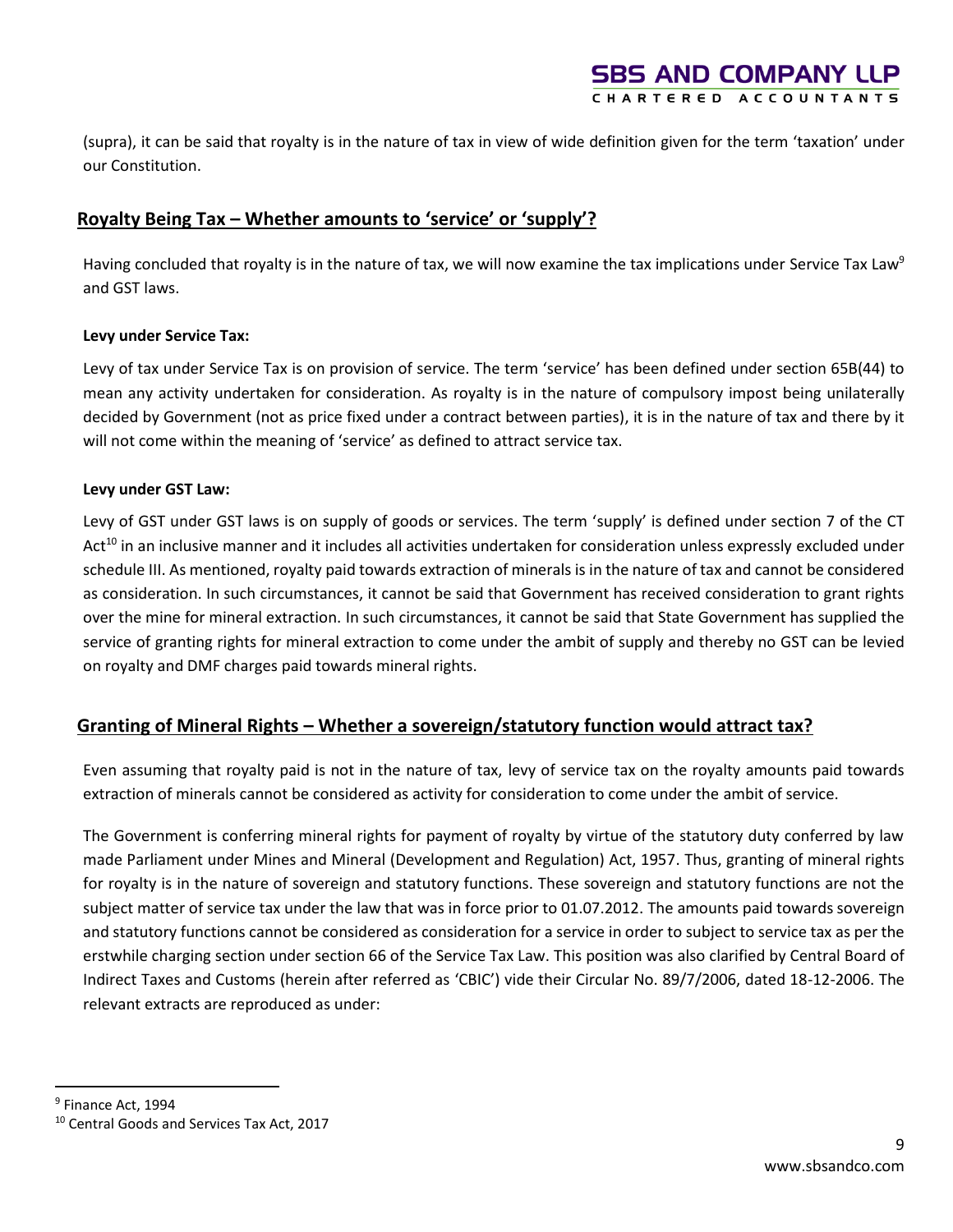(supra), it can be said that royalty is in the nature of tax in view of wide definition given for the term 'taxation' under our Constitution.

## Royalty Being Tax – Whether amounts to 'service' or 'supply'?

Having concluded that royalty is in the nature of tax, we will now examine the tax implications under Service Tax Law[9] and GST laws.

**Levy under Service Tax:**

Levy of tax under Service Tax is on provision of service. The term 'service' has been defined under section 65B(44) to mean any activity undertaken for consideration. As royalty is in the nature of compulsory impost being unilaterally decided by Government (not as price fixed under a contract between parties), it is in the nature of tax and there by it will not come within the meaning of 'service' as defined to attract service tax.

**Levy under GST Law:**

Levy of GST under GST laws is on supply of goods or services. The term 'supply' is defined under section 7 of the CT Act[10] in an inclusive manner and it includes all activities undertaken for consideration unless expressly excluded under schedule III. As mentioned, royalty paid towards extraction of minerals is in the nature of tax and cannot be considered as consideration. In such circumstances, it cannot be said that Government has received consideration to grant rights over the mine for mineral extraction. In such circumstances, it cannot be said that State Government has supplied the service of granting rights for mineral extraction to come under the ambit of supply and thereby no GST can be levied on royalty and DMF charges paid towards mineral rights.

## Granting of Mineral Rights – Whether a sovereign/statutory function would attract tax?

Even assuming that royalty paid is not in the nature of tax, levy of service tax on the royalty amounts paid towards extraction of minerals cannot be considered as activity for consideration to come under the ambit of service.

The Government is conferring mineral rights for payment of royalty by virtue of the statutory duty conferred by law made Parliament under Mines and Mineral (Development and Regulation) Act, 1957. Thus, granting of mineral rights for royalty is in the nature of sovereign and statutory functions. These sovereign and statutory functions are not the subject matter of service tax under the law that was in force prior to 01.07.2012. The amounts paid towards sovereign and statutory functions cannot be considered as consideration for a service in order to subject to service tax as per the erstwhile charging section under section 66 of the Service Tax Law. This position was also clarified by Central Board of Indirect Taxes and Customs (herein after referred as 'CBIC') vide their Circular No. 89/7/2006, dated 18-12-2006. The relevant extracts are reproduced as under:

---

[9] Finance Act, 1994

[10] Central Goods and Services Tax Act, 2017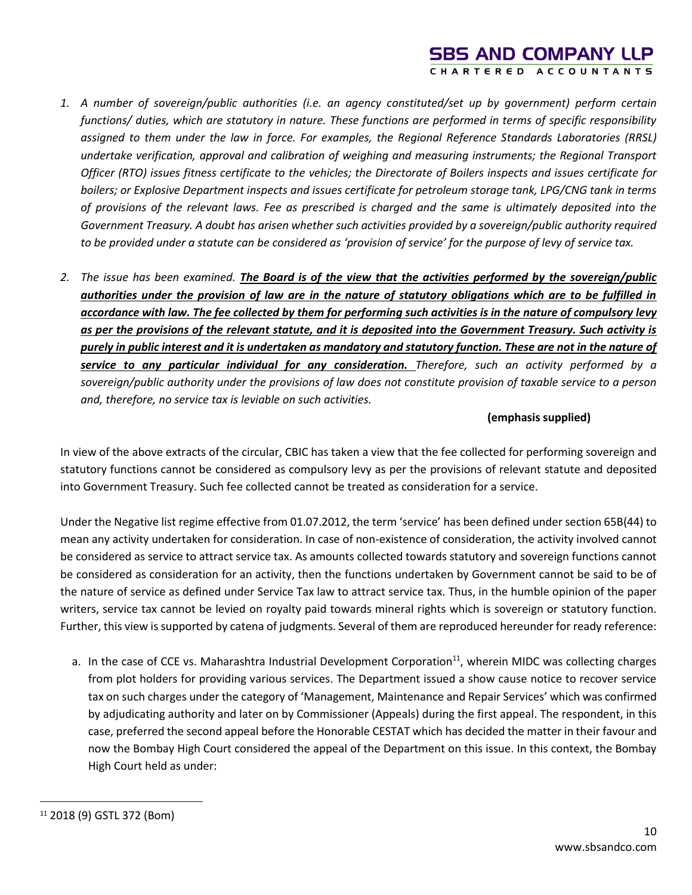1. *A number of sovereign/public authorities (i.e. an agency constituted/set up by government) perform certain functions/ duties, which are statutory in nature. These functions are performed in terms of specific responsibility assigned to them under the law in force. For examples, the Regional Reference Standards Laboratories (RRSL) undertake verification, approval and calibration of weighing and measuring instruments; the Regional Transport Officer (RTO) issues fitness certificate to the vehicles; the Directorate of Boilers inspects and issues certificate for boilers; or Explosive Department inspects and issues certificate for petroleum storage tank, LPG/CNG tank in terms of provisions of the relevant laws. Fee as prescribed is charged and the same is ultimately deposited into the Government Treasury. A doubt has arisen whether such activities provided by a sovereign/public authority required to be provided under a statute can be considered as 'provision of service' for the purpose of levy of service tax.*

2. *The issue has been examined.* ***The Board is of the view that the activities performed by the sovereign/public authorities under the provision of law are in the nature of statutory obligations which are to be fulfilled in accordance with law. The fee collected by them for performing such activities is in the nature of compulsory levy as per the provisions of the relevant statute, and it is deposited into the Government Treasury. Such activity is purely in public interest and it is undertaken as mandatory and statutory function. These are not in the nature of service to any particular individual for any consideration.*** *Therefore, such an activity performed by a sovereign/public authority under the provisions of law does not constitute provision of taxable service to a person and, therefore, no service tax is leviable on such activities.*

**(emphasis supplied)**

In view of the above extracts of the circular, CBIC has taken a view that the fee collected for performing sovereign and statutory functions cannot be considered as compulsory levy as per the provisions of relevant statute and deposited into Government Treasury. Such fee collected cannot be treated as consideration for a service.

Under the Negative list regime effective from 01.07.2012, the term 'service' has been defined under section 65B(44) to mean any activity undertaken for consideration. In case of non-existence of consideration, the activity involved cannot be considered as service to attract service tax. As amounts collected towards statutory and sovereign functions cannot be considered as consideration for an activity, then the functions undertaken by Government cannot be said to be of the nature of service as defined under Service Tax law to attract service tax. Thus, in the humble opinion of the paper writers, service tax cannot be levied on royalty paid towards mineral rights which is sovereign or statutory function. Further, this view is supported by catena of judgments. Several of them are reproduced hereunder for ready reference:

a. In the case of CCE vs. Maharashtra Industrial Development Corporation[11], wherein MIDC was collecting charges from plot holders for providing various services. The Department issued a show cause notice to recover service tax on such charges under the category of 'Management, Maintenance and Repair Services' which was confirmed by adjudicating authority and later on by Commissioner (Appeals) during the first appeal. The respondent, in this case, preferred the second appeal before the Honorable CESTAT which has decided the matter in their favour and now the Bombay High Court considered the appeal of the Department on this issue. In this context, the Bombay High Court held as under:

[11] 2018 (9) GSTL 372 (Bom)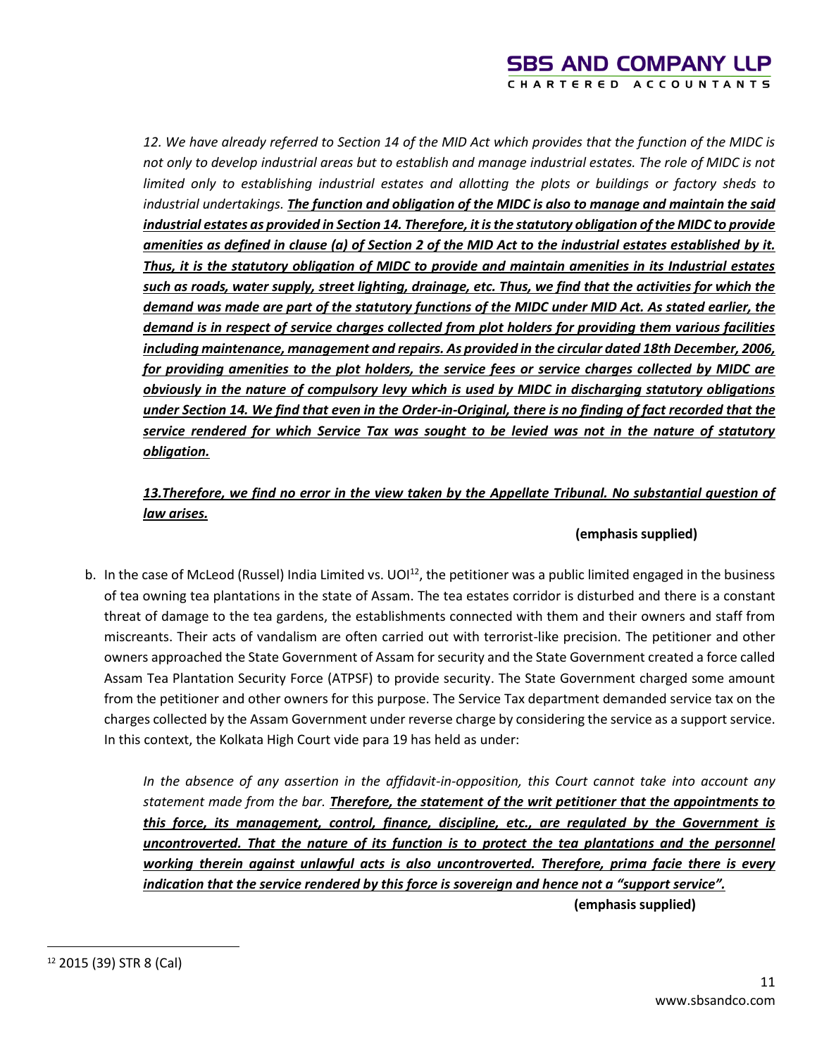*12. We have already referred to Section 14 of the MID Act which provides that the function of the MIDC is not only to develop industrial areas but to establish and manage industrial estates. The role of MIDC is not limited only to establishing industrial estates and allotting the plots or buildings or factory sheds to industrial undertakings.* ***The function and obligation of the MIDC is also to manage and maintain the said industrial estates as provided in Section 14. Therefore, it is the statutory obligation of the MIDC to provide amenities as defined in clause (a) of Section 2 of the MID Act to the industrial estates established by it. Thus, it is the statutory obligation of MIDC to provide and maintain amenities in its Industrial estates such as roads, water supply, street lighting, drainage, etc. Thus, we find that the activities for which the demand was made are part of the statutory functions of the MIDC under MID Act. As stated earlier, the demand is in respect of service charges collected from plot holders for providing them various facilities including maintenance, management and repairs. As provided in the circular dated 18th December, 2006, for providing amenities to the plot holders, the service fees or service charges collected by MIDC are obviously in the nature of compulsory levy which is used by MIDC in discharging statutory obligations under Section 14. We find that even in the Order-in-Original, there is no finding of fact recorded that the service rendered for which Service Tax was sought to be levied was not in the nature of statutory obligation.***

***13.Therefore, we find no error in the view taken by the Appellate Tribunal. No substantial question of law arises.***

**(emphasis supplied)**

b. In the case of McLeod (Russel) India Limited vs. UOI[12], the petitioner was a public limited engaged in the business of tea owning tea plantations in the state of Assam. The tea estates corridor is disturbed and there is a constant threat of damage to the tea gardens, the establishments connected with them and their owners and staff from miscreants. Their acts of vandalism are often carried out with terrorist-like precision. The petitioner and other owners approached the State Government of Assam for security and the State Government created a force called Assam Tea Plantation Security Force (ATPSF) to provide security. The State Government charged some amount from the petitioner and other owners for this purpose. The Service Tax department demanded service tax on the charges collected by the Assam Government under reverse charge by considering the service as a support service. In this context, the Kolkata High Court vide para 19 has held as under:

*In the absence of any assertion in the affidavit-in-opposition, this Court cannot take into account any statement made from the bar.* ***Therefore, the statement of the writ petitioner that the appointments to this force, its management, control, finance, discipline, etc., are regulated by the Government is uncontroverted. That the nature of its function is to protect the tea plantations and the personnel working therein against unlawful acts is also uncontroverted. Therefore, prima facie there is every indication that the service rendered by this force is sovereign and hence not a "support service".***

**(emphasis supplied)**

[12] 2015 (39) STR 8 (Cal)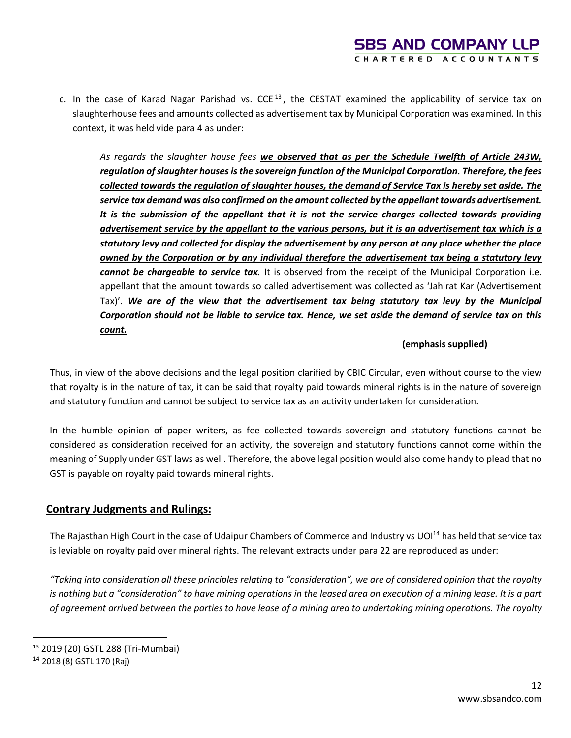c. In the case of Karad Nagar Parishad vs. CCE[13], the CESTAT examined the applicability of service tax on slaughterhouse fees and amounts collected as advertisement tax by Municipal Corporation was examined. In this context, it was held vide para 4 as under:

> *As regards the slaughter house fees* ***we observed that as per the Schedule Twelfth of Article 243W, regulation of slaughter houses is the sovereign function of the Municipal Corporation. Therefore, the fees collected towards the regulation of slaughter houses, the demand of Service Tax is hereby set aside. The service tax demand was also confirmed on the amount collected by the appellant towards advertisement. It is the submission of the appellant that it is not the service charges collected towards providing advertisement service by the appellant to the various persons, but it is an advertisement tax which is a statutory levy and collected for display the advertisement by any person at any place whether the place owned by the Corporation or by any individual therefore the advertisement tax being a statutory levy cannot be chargeable to service tax.*** It is observed from the receipt of the Municipal Corporation i.e. appellant that the amount towards so called advertisement was collected as 'Jahirat Kar (Advertisement Tax)'. ***We are of the view that the advertisement tax being statutory tax levy by the Municipal Corporation should not be liable to service tax. Hence, we set aside the demand of service tax on this count.***
>
> **(emphasis supplied)**

Thus, in view of the above decisions and the legal position clarified by CBIC Circular, even without course to the view that royalty is in the nature of tax, it can be said that royalty paid towards mineral rights is in the nature of sovereign and statutory function and cannot be subject to service tax as an activity undertaken for consideration.

In the humble opinion of paper writers, as fee collected towards sovereign and statutory functions cannot be considered as consideration received for an activity, the sovereign and statutory functions cannot come within the meaning of Supply under GST laws as well. Therefore, the above legal position would also come handy to plead that no GST is payable on royalty paid towards mineral rights.

## Contrary Judgments and Rulings:

The Rajasthan High Court in the case of Udaipur Chambers of Commerce and Industry vs UOI[14] has held that service tax is leviable on royalty paid over mineral rights. The relevant extracts under para 22 are reproduced as under:

*"Taking into consideration all these principles relating to "consideration", we are of considered opinion that the royalty is nothing but a "consideration" to have mining operations in the leased area on execution of a mining lease. It is a part of agreement arrived between the parties to have lease of a mining area to undertaking mining operations. The royalty*

---

[13] 2019 (20) GSTL 288 (Tri-Mumbai)

[14] 2018 (8) GSTL 170 (Raj)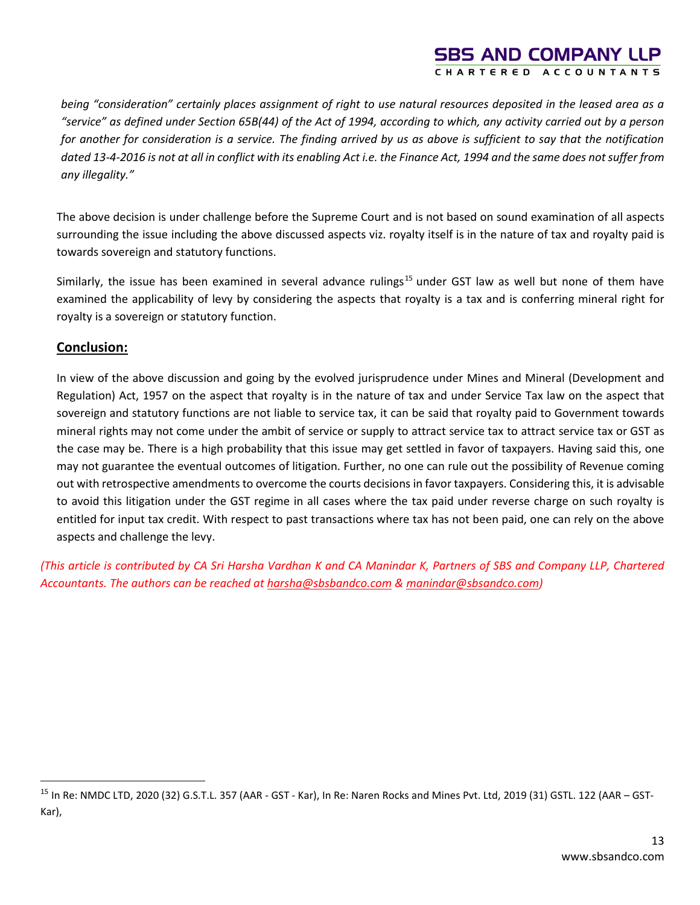*being "consideration" certainly places assignment of right to use natural resources deposited in the leased area as a "service" as defined under Section 65B(44) of the Act of 1994, according to which, any activity carried out by a person for another for consideration is a service. The finding arrived by us as above is sufficient to say that the notification dated 13-4-2016 is not at all in conflict with its enabling Act i.e. the Finance Act, 1994 and the same does not suffer from any illegality."*

The above decision is under challenge before the Supreme Court and is not based on sound examination of all aspects surrounding the issue including the above discussed aspects viz. royalty itself is in the nature of tax and royalty paid is towards sovereign and statutory functions.

Similarly, the issue has been examined in several advance rulings[15] under GST law as well but none of them have examined the applicability of levy by considering the aspects that royalty is a tax and is conferring mineral right for royalty is a sovereign or statutory function.

## Conclusion:

In view of the above discussion and going by the evolved jurisprudence under Mines and Mineral (Development and Regulation) Act, 1957 on the aspect that royalty is in the nature of tax and under Service Tax law on the aspect that sovereign and statutory functions are not liable to service tax, it can be said that royalty paid to Government towards mineral rights may not come under the ambit of service or supply to attract service tax to attract service tax or GST as the case may be. There is a high probability that this issue may get settled in favor of taxpayers. Having said this, one may not guarantee the eventual outcomes of litigation. Further, no one can rule out the possibility of Revenue coming out with retrospective amendments to overcome the courts decisions in favor taxpayers. Considering this, it is advisable to avoid this litigation under the GST regime in all cases where the tax paid under reverse charge on such royalty is entitled for input tax credit. With respect to past transactions where tax has not been paid, one can rely on the above aspects and challenge the levy.

*(This article is contributed by CA Sri Harsha Vardhan K and CA Manindar K, Partners of SBS and Company LLP, Chartered Accountants. The authors can be reached at harsha@sbsbandco.com & manindar@sbsandco.com)*

---

[15] In Re: NMDC LTD, 2020 (32) G.S.T.L. 357 (AAR - GST - Kar), In Re: Naren Rocks and Mines Pvt. Ltd, 2019 (31) GSTL. 122 (AAR – GST-Kar),